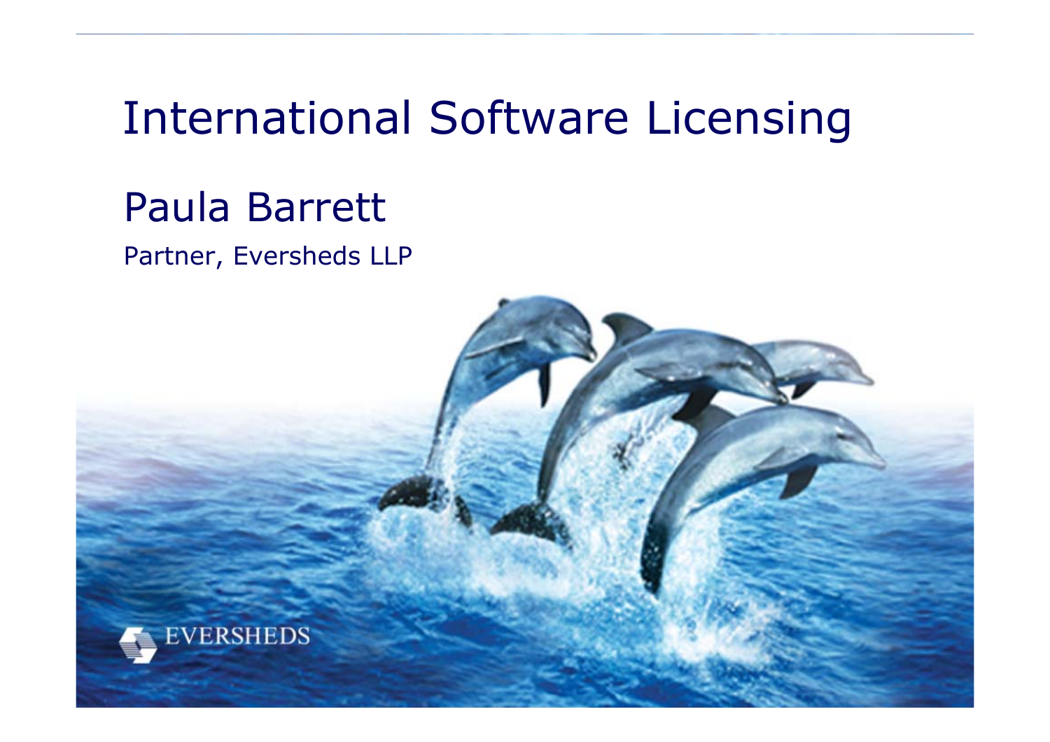# International Software Licensing

## Paula Barrett

Partner, Eversheds LLP

EVERSHEDS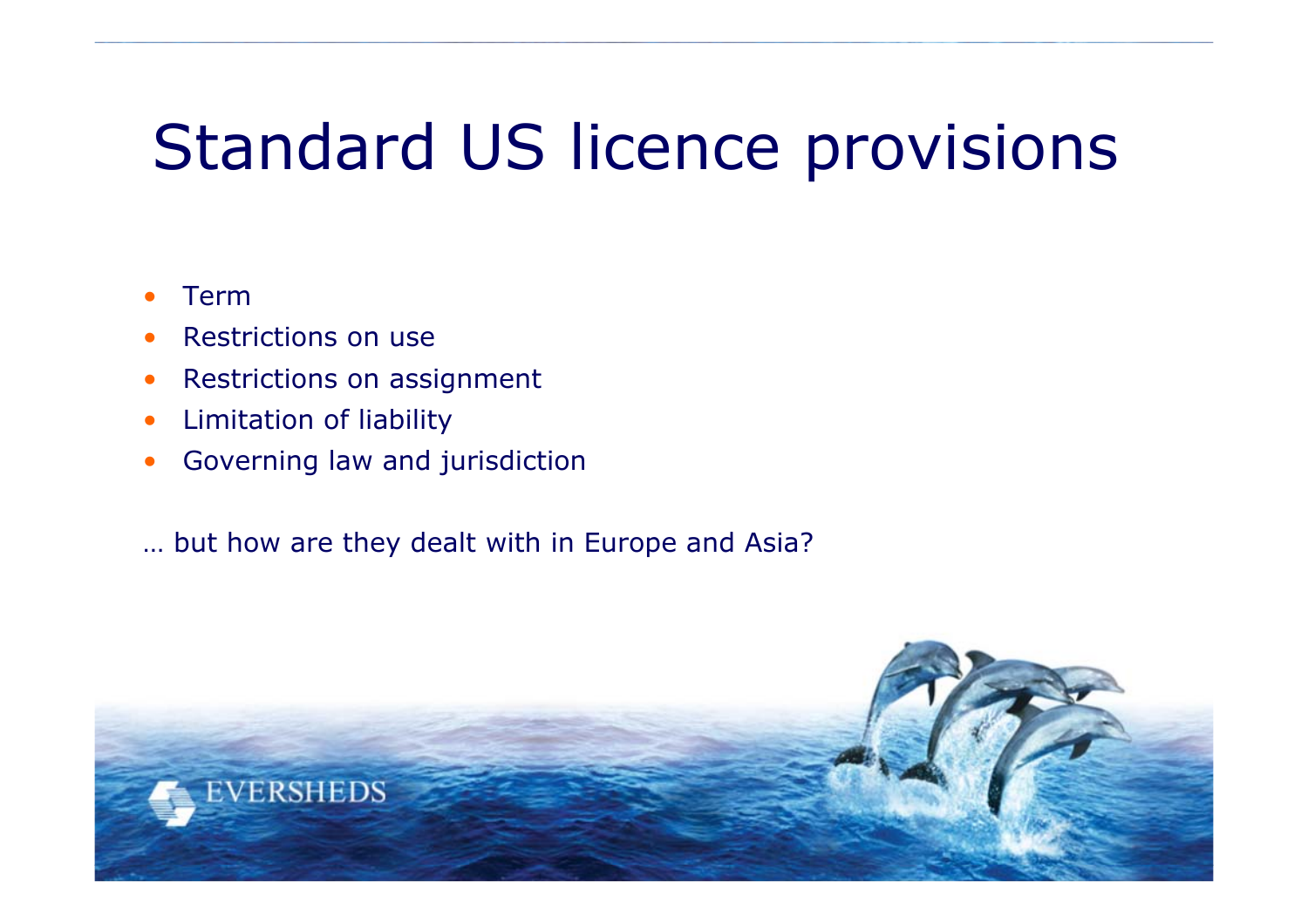# Standard US licence provisions

- Term
- Restrictions on use
- Restrictions on assignment
- Limitation of liability
- Governing law and jurisdiction

… but how are they dealt with in Europe and Asia?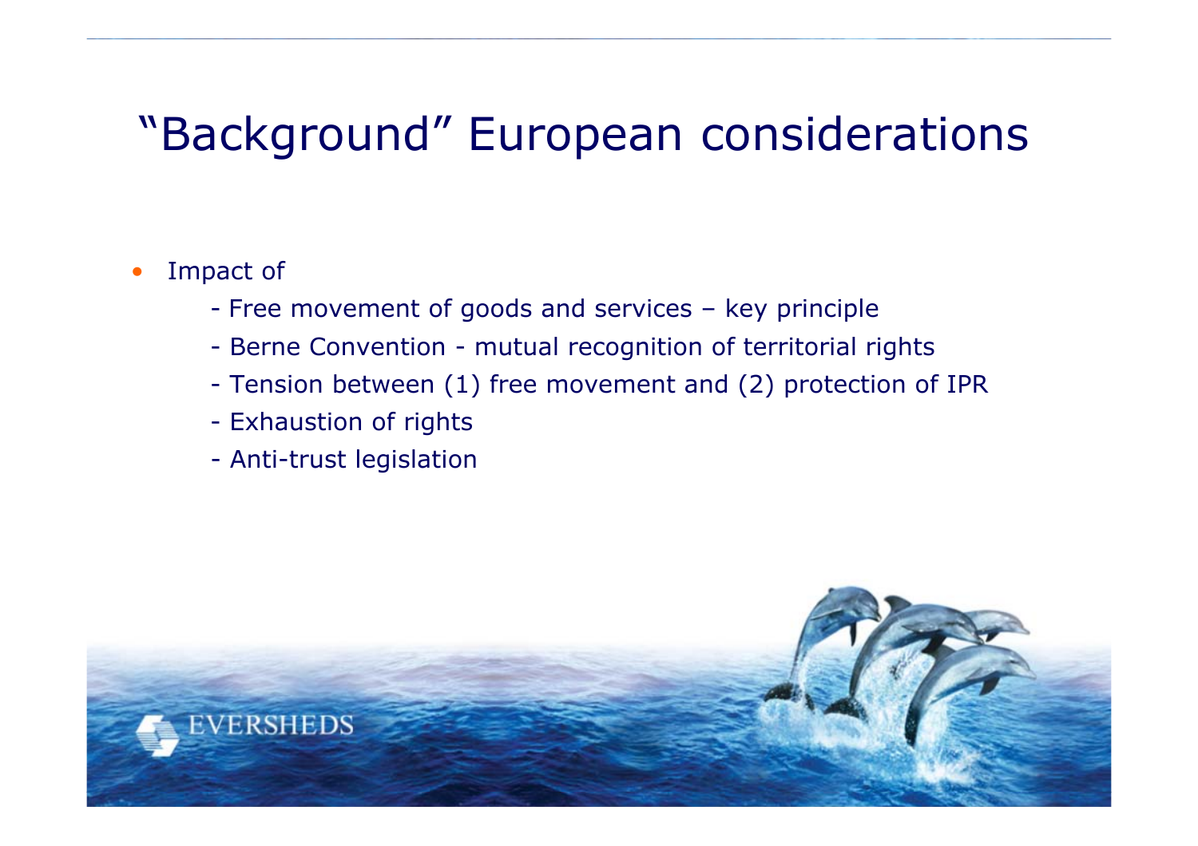# "Background" European considerations

- Impact of
  - Free movement of goods and services – key principle
  - Berne Convention - mutual recognition of territorial rights
  - Tension between (1) free movement and (2) protection of IPR
  - Exhaustion of rights
  - Anti-trust legislation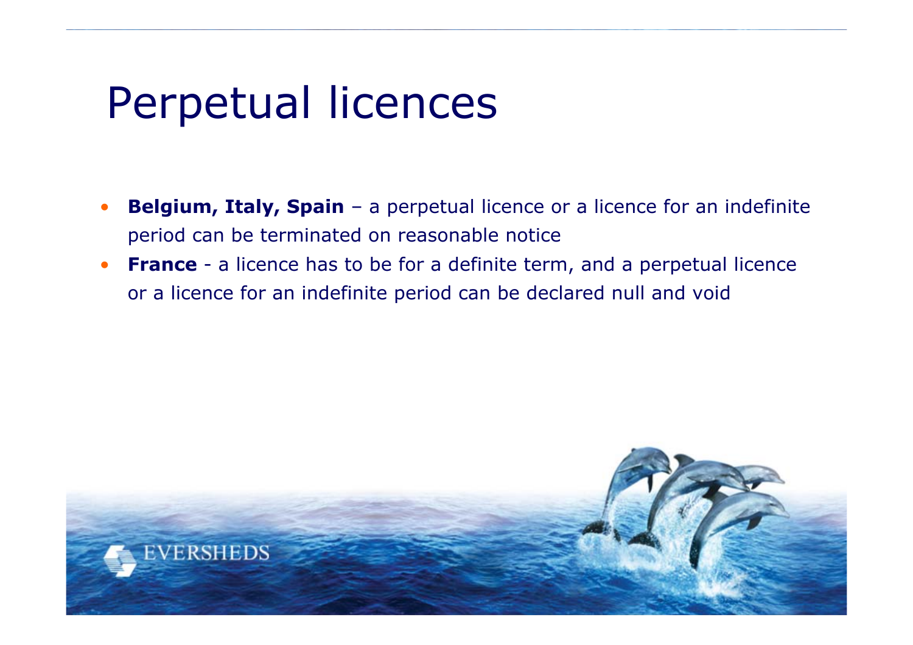# Perpetual licences

- **Belgium, Italy, Spain** – a perpetual licence or a licence for an indefinite period can be terminated on reasonable notice
- **France** - a licence has to be for a definite term, and a perpetual licence or a licence for an indefinite period can be declared null and void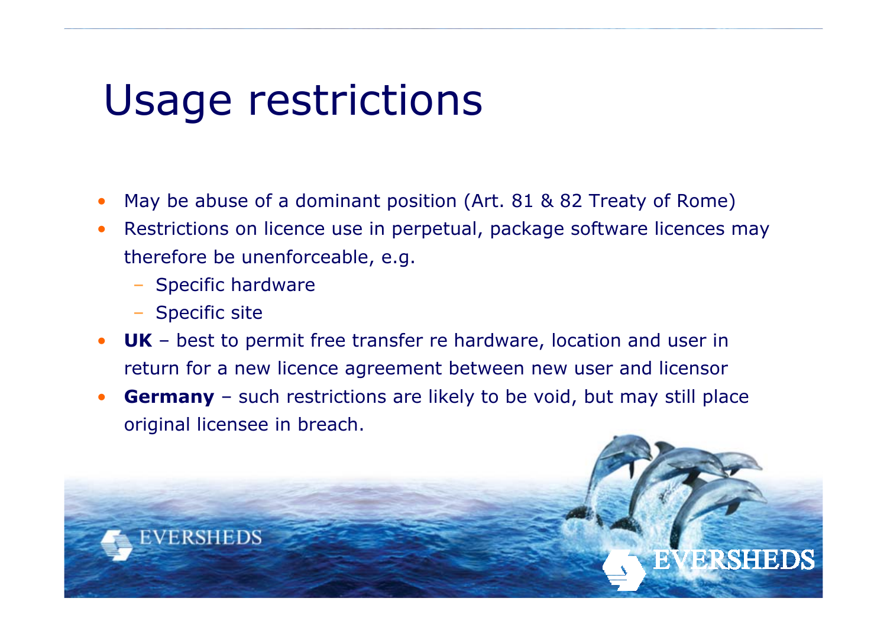# Usage restrictions

- May be abuse of a dominant position (Art. 81 & 82 Treaty of Rome)
- Restrictions on licence use in perpetual, package software licences may therefore be unenforceable, e.g.
  - Specific hardware
  - Specific site
- **UK** – best to permit free transfer re hardware, location and user in return for a new licence agreement between new user and licensor
- **Germany** – such restrictions are likely to be void, but may still place original licensee in breach.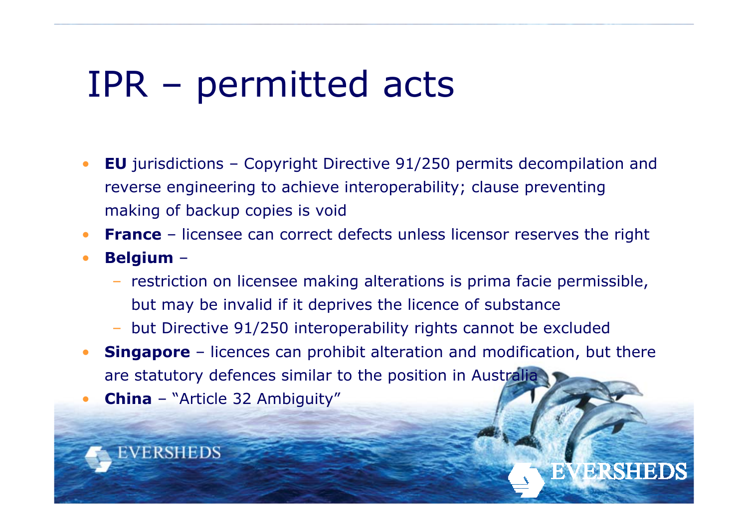# IPR – permitted acts

- **EU** jurisdictions – Copyright Directive 91/250 permits decompilation and reverse engineering to achieve interoperability; clause preventing making of backup copies is void
- **France** – licensee can correct defects unless licensor reserves the right
- **Belgium** –
  - restriction on licensee making alterations is prima facie permissible, but may be invalid if it deprives the licence of substance
  - but Directive 91/250 interoperability rights cannot be excluded
- **Singapore** – licences can prohibit alteration and modification, but there are statutory defences similar to the position in Australia
- **China** – "Article 32 Ambiguity"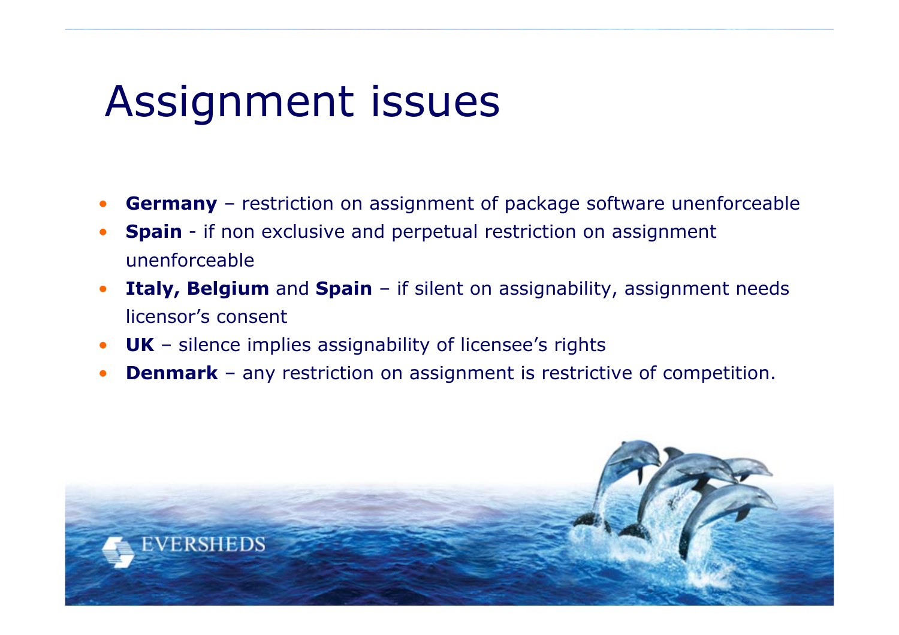# Assignment issues

- **Germany** – restriction on assignment of package software unenforceable
- **Spain** - if non exclusive and perpetual restriction on assignment unenforceable
- **Italy, Belgium** and **Spain** – if silent on assignability, assignment needs licensor's consent
- **UK** – silence implies assignability of licensee's rights
- **Denmark** – any restriction on assignment is restrictive of competition.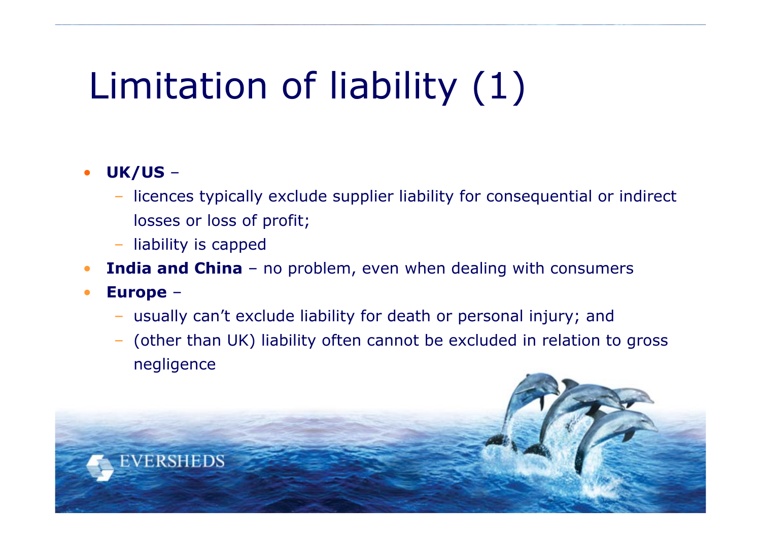# Limitation of liability (1)

- **UK/US** –
  - licences typically exclude supplier liability for consequential or indirect losses or loss of profit;
  - liability is capped
- **India and China** – no problem, even when dealing with consumers
- **Europe** –
  - usually can't exclude liability for death or personal injury; and
  - (other than UK) liability often cannot be excluded in relation to gross negligence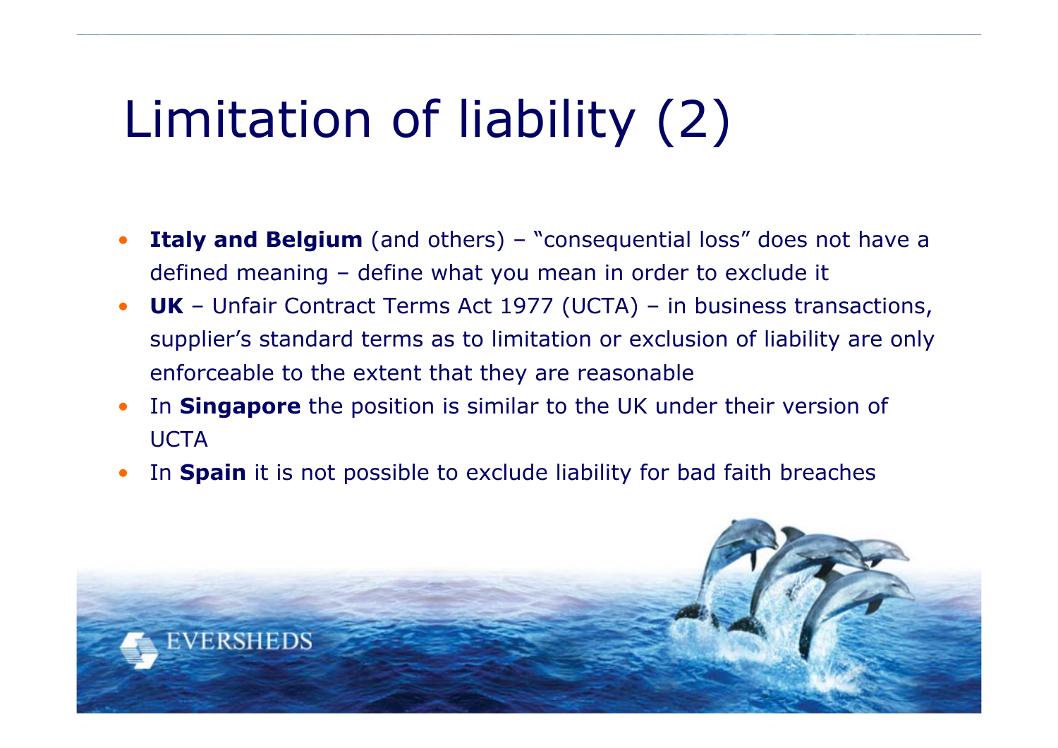# Limitation of liability (2)

- **Italy and Belgium** (and others) – "consequential loss" does not have a defined meaning – define what you mean in order to exclude it
- **UK** – Unfair Contract Terms Act 1977 (UCTA) – in business transactions, supplier's standard terms as to limitation or exclusion of liability are only enforceable to the extent that they are reasonable
- In **Singapore** the position is similar to the UK under their version of UCTA
- In **Spain** it is not possible to exclude liability for bad faith breaches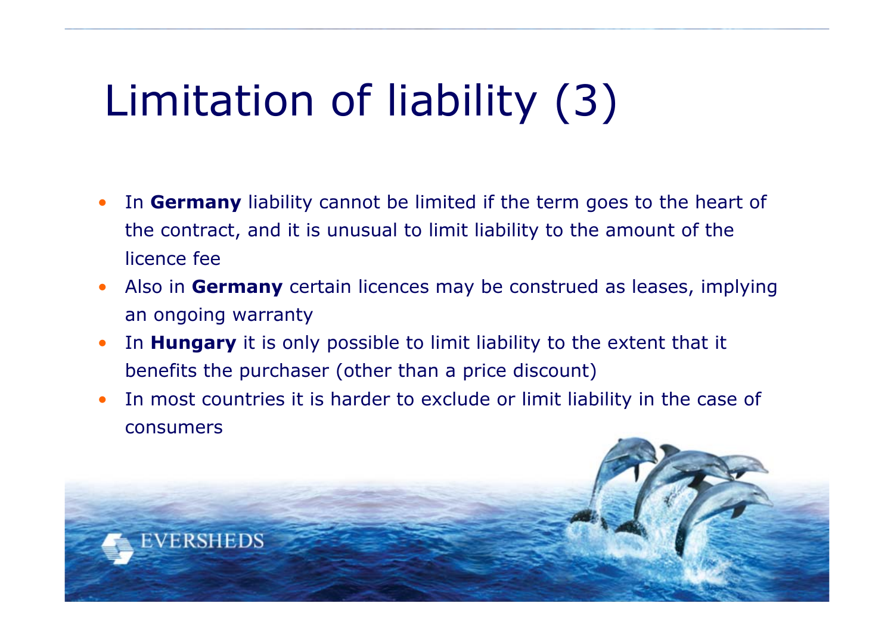# Limitation of liability (3)

- In **Germany** liability cannot be limited if the term goes to the heart of the contract, and it is unusual to limit liability to the amount of the licence fee
- Also in **Germany** certain licences may be construed as leases, implying an ongoing warranty
- In **Hungary** it is only possible to limit liability to the extent that it benefits the purchaser (other than a price discount)
- In most countries it is harder to exclude or limit liability in the case of consumers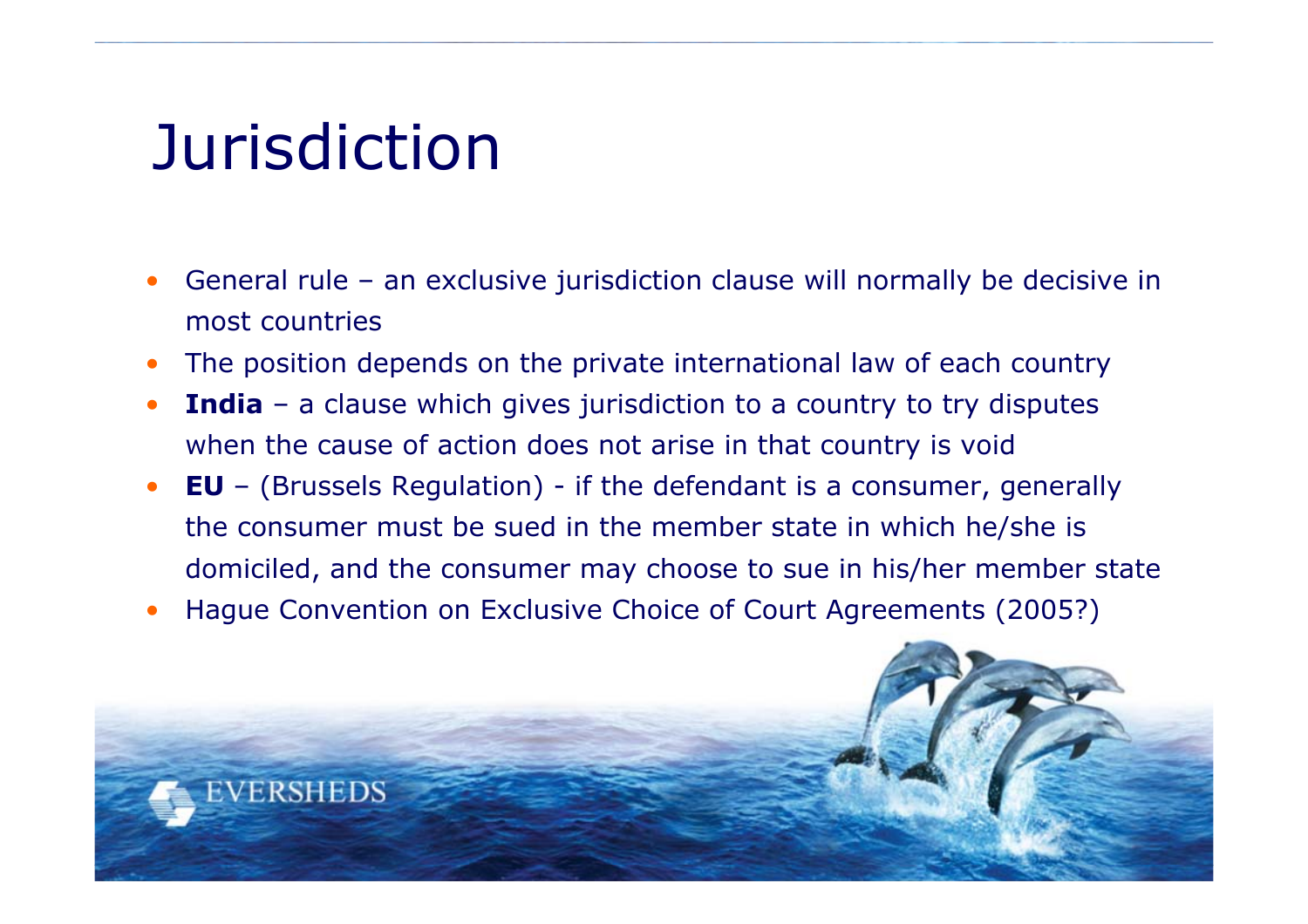# Jurisdiction

- General rule – an exclusive jurisdiction clause will normally be decisive in most countries
- The position depends on the private international law of each country
- **India** – a clause which gives jurisdiction to a country to try disputes when the cause of action does not arise in that country is void
- **EU** – (Brussels Regulation) - if the defendant is a consumer, generally the consumer must be sued in the member state in which he/she is domiciled, and the consumer may choose to sue in his/her member state
- Hague Convention on Exclusive Choice of Court Agreements (2005?)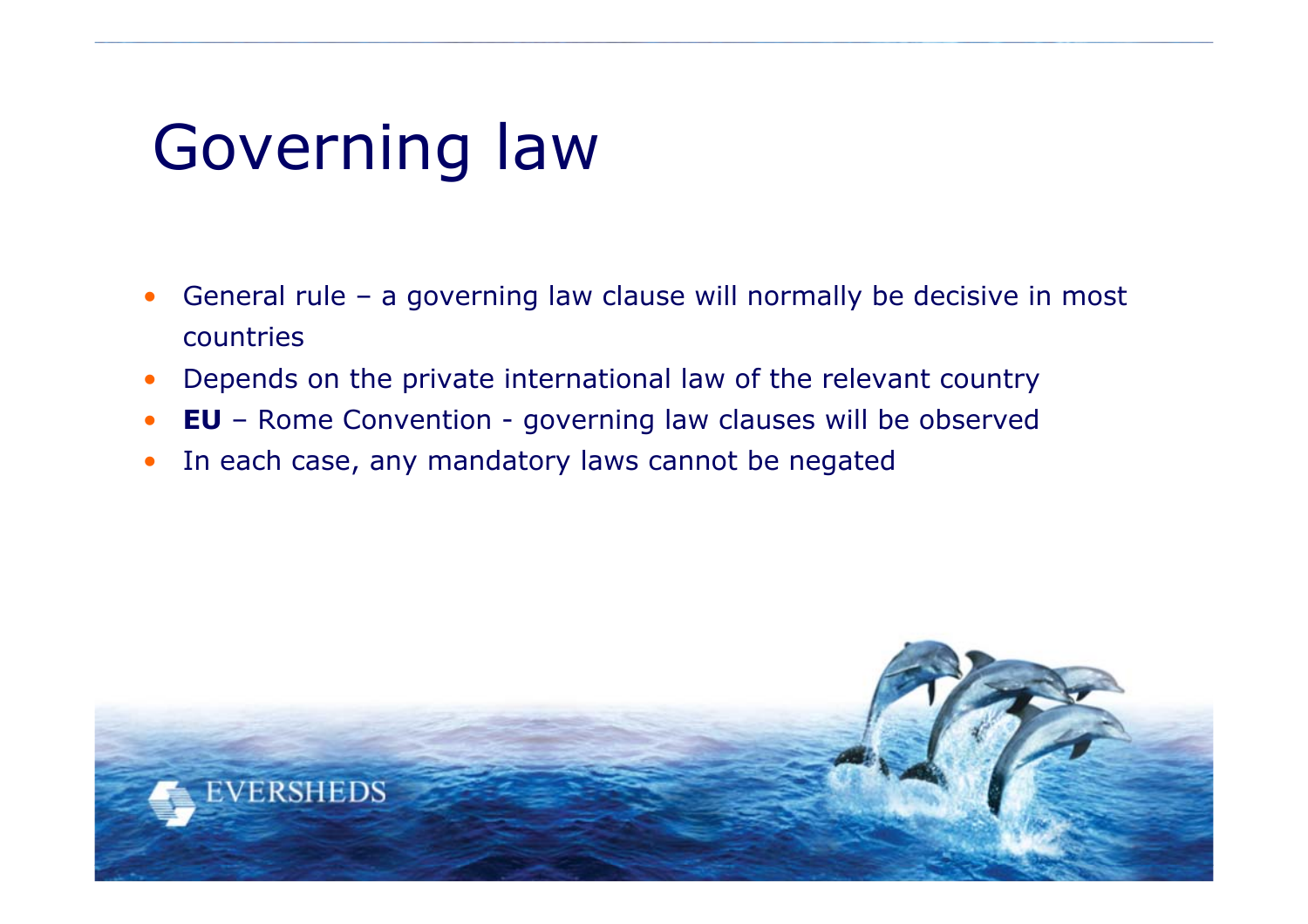# Governing law

- General rule – a governing law clause will normally be decisive in most countries
- Depends on the private international law of the relevant country
- **EU** – Rome Convention - governing law clauses will be observed
- In each case, any mandatory laws cannot be negated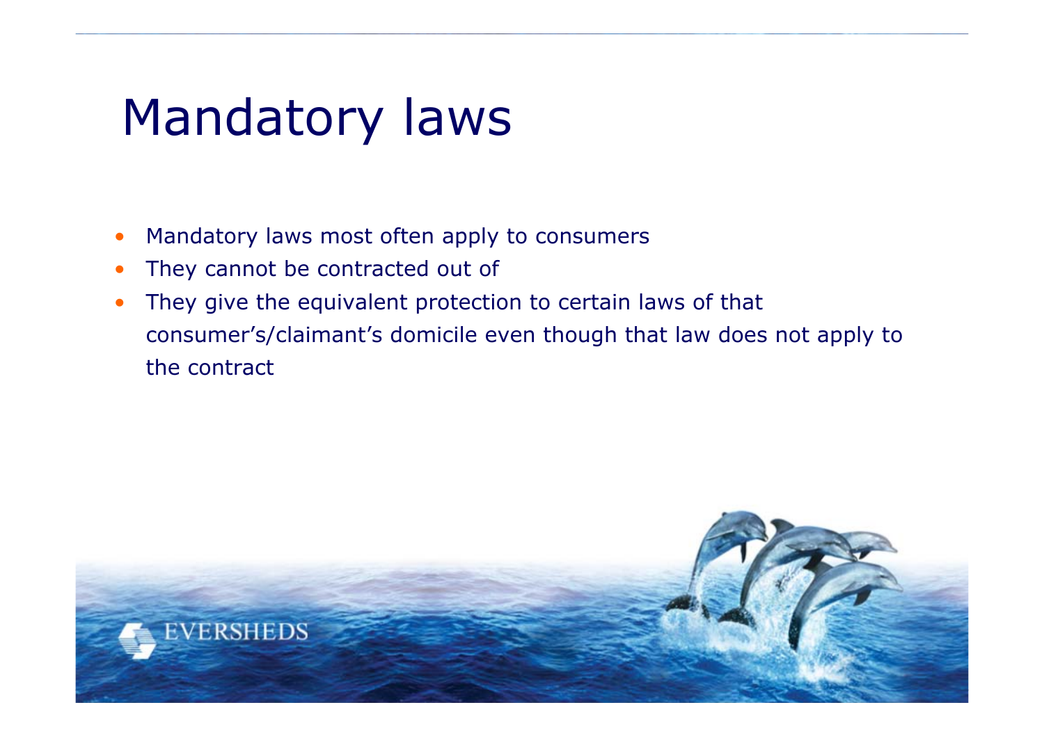# Mandatory laws

- Mandatory laws most often apply to consumers
- They cannot be contracted out of
- They give the equivalent protection to certain laws of that consumer's/claimant's domicile even though that law does not apply to the contract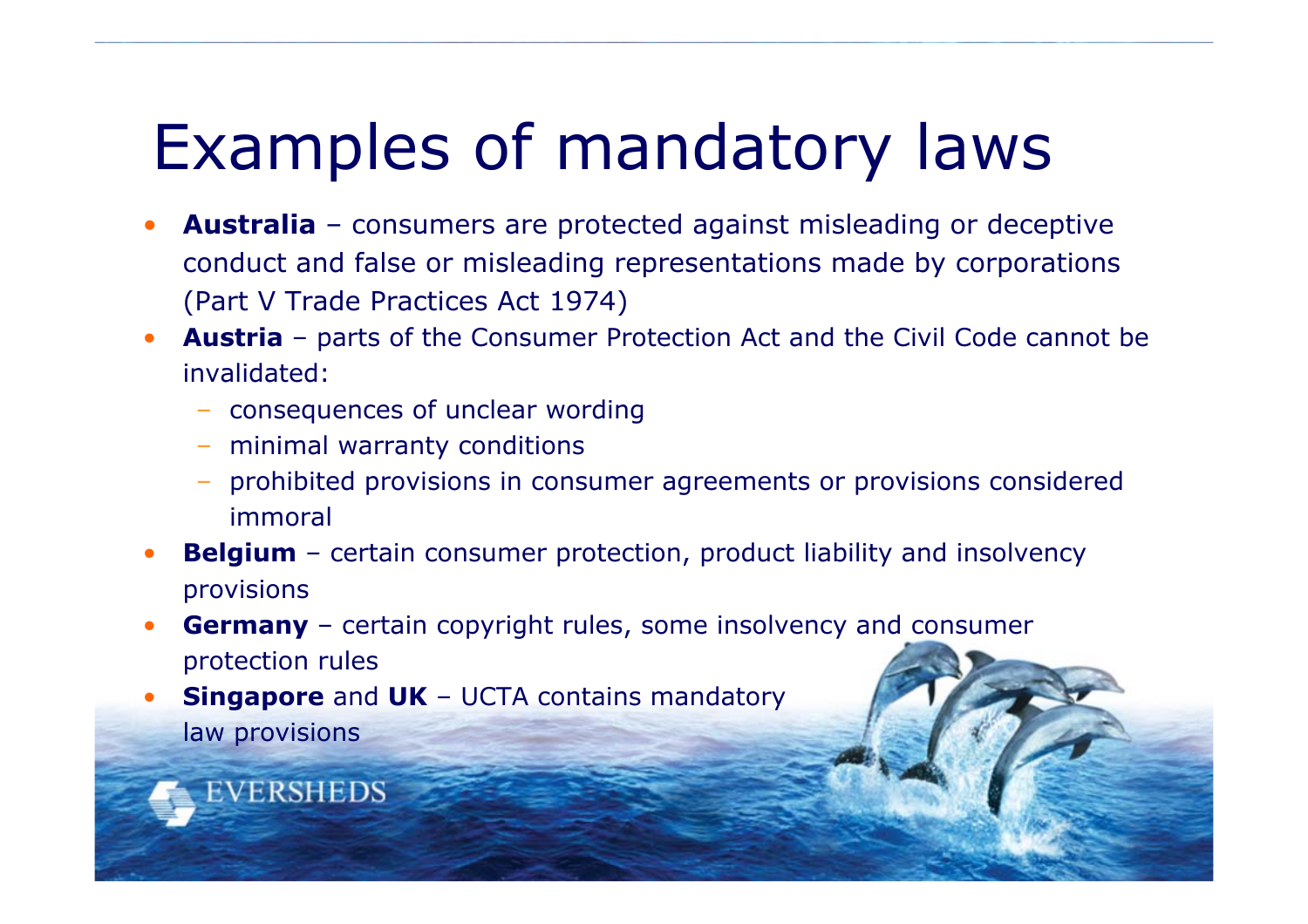# Examples of mandatory laws

- **Australia** – consumers are protected against misleading or deceptive conduct and false or misleading representations made by corporations (Part V Trade Practices Act 1974)
- **Austria** – parts of the Consumer Protection Act and the Civil Code cannot be invalidated:
  - consequences of unclear wording
  - minimal warranty conditions
  - prohibited provisions in consumer agreements or provisions considered immoral
- **Belgium** – certain consumer protection, product liability and insolvency provisions
- **Germany** – certain copyright rules, some insolvency and consumer protection rules
- **Singapore** and **UK** – UCTA contains mandatory law provisions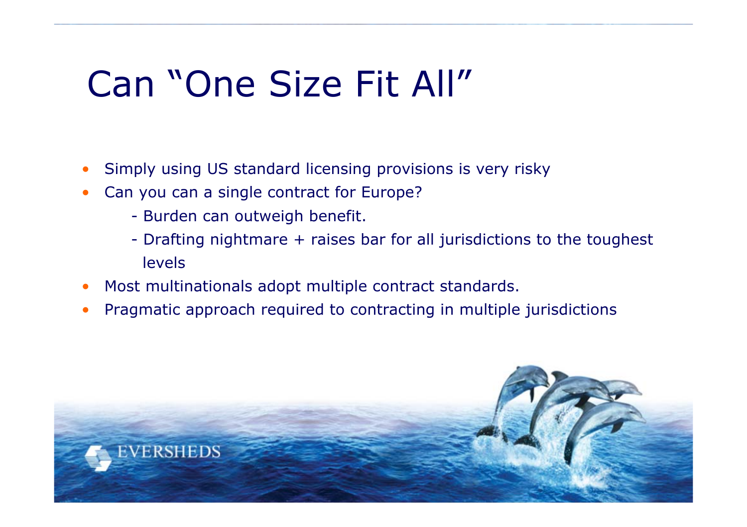# Can "One Size Fit All"

- Simply using US standard licensing provisions is very risky
- Can you can a single contract for Europe?
  - Burden can outweigh benefit.
  - Drafting nightmare + raises bar for all jurisdictions to the toughest levels
- Most multinationals adopt multiple contract standards.
- Pragmatic approach required to contracting in multiple jurisdictions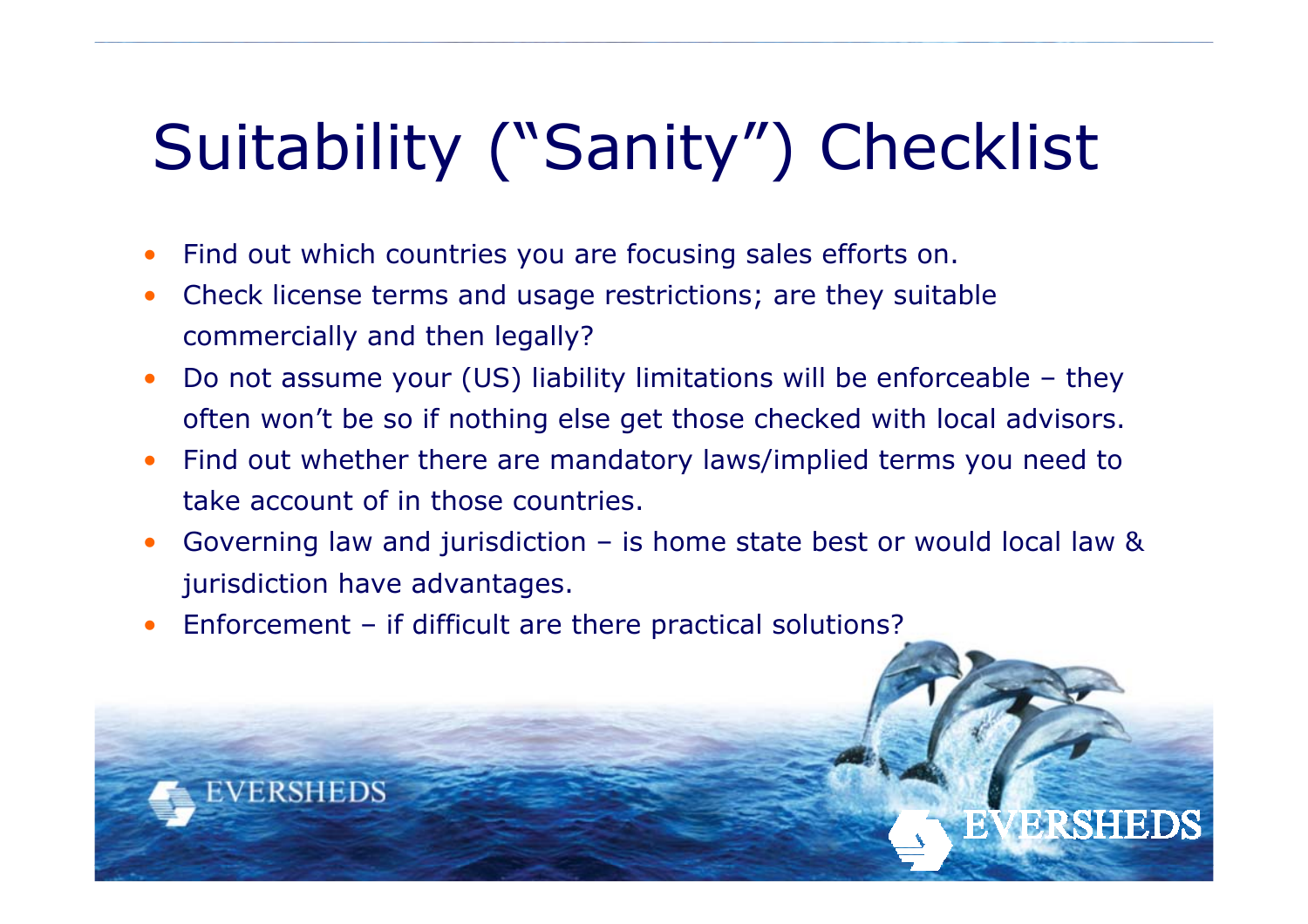# Suitability ("Sanity") Checklist

- Find out which countries you are focusing sales efforts on.
- Check license terms and usage restrictions; are they suitable commercially and then legally?
- Do not assume your (US) liability limitations will be enforceable – they often won't be so if nothing else get those checked with local advisors.
- Find out whether there are mandatory laws/implied terms you need to take account of in those countries.
- Governing law and jurisdiction – is home state best or would local law & jurisdiction have advantages.
- Enforcement – if difficult are there practical solutions?